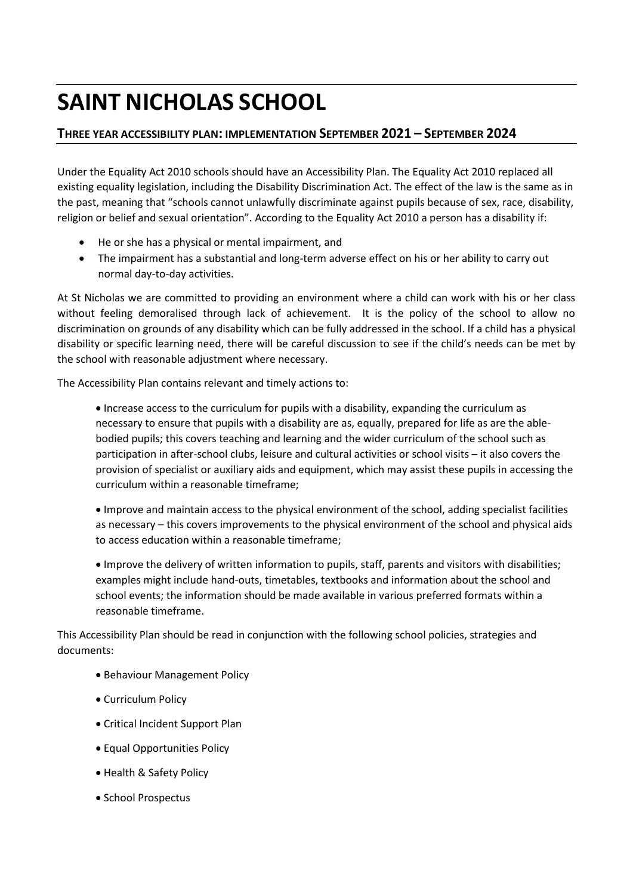# SAINT NICHOLAS SCHOOL

## THREE YEAR ACCESSIBILITY PLAN: IMPLEMENTATION SEPTEMBER 2021 – SEPTEMBER 2024

Under the Equality Act 2010 schools should have an Accessibility Plan. The Equality Act 2010 replaced all existing equality legislation, including the Disability Discrimination Act. The effect of the law is the same as in the past, meaning that "schools cannot unlawfully discriminate against pupils because of sex, race, disability, religion or belief and sexual orientation". According to the Equality Act 2010 a person has a disability if:

- He or she has a physical or mental impairment, and
- The impairment has a substantial and long-term adverse effect on his or her ability to carry out normal day-to-day activities.

At St Nicholas we are committed to providing an environment where a child can work with his or her class without feeling demoralised through lack of achievement. It is the policy of the school to allow no discrimination on grounds of any disability which can be fully addressed in the school. If a child has a physical disability or specific learning need, there will be careful discussion to see if the child's needs can be met by the school with reasonable adjustment where necessary.

The Accessibility Plan contains relevant and timely actions to:

- Increase access to the curriculum for pupils with a disability, expanding the curriculum as necessary to ensure that pupils with a disability are as, equally, prepared for life as are the able-bodied pupils; this covers teaching and learning and the wider curriculum of the school such as participation in after-school clubs, leisure and cultural activities or school visits – it also covers the provision of specialist or auxiliary aids and equipment, which may assist these pupils in accessing the curriculum within a reasonable timeframe;

- Improve and maintain access to the physical environment of the school, adding specialist facilities as necessary – this covers improvements to the physical environment of the school and physical aids to access education within a reasonable timeframe;

- Improve the delivery of written information to pupils, staff, parents and visitors with disabilities; examples might include hand-outs, timetables, textbooks and information about the school and school events; the information should be made available in various preferred formats within a reasonable timeframe.

This Accessibility Plan should be read in conjunction with the following school policies, strategies and documents:

- Behaviour Management Policy
- Curriculum Policy
- Critical Incident Support Plan
- Equal Opportunities Policy
- Health & Safety Policy
- School Prospectus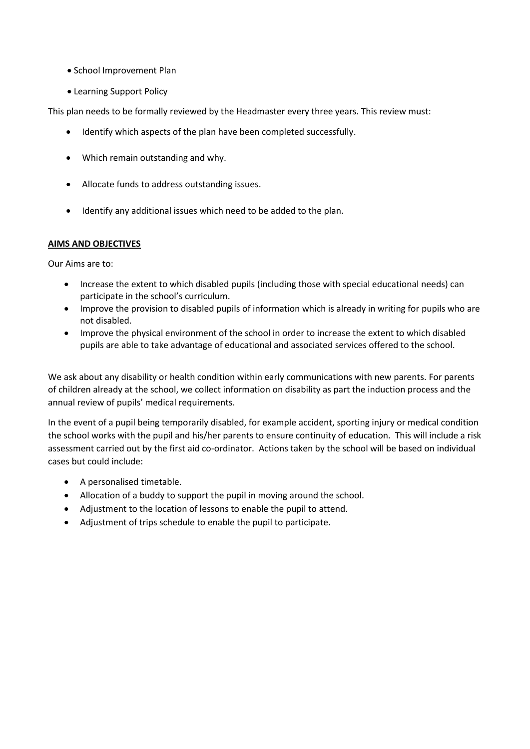- School Improvement Plan
- Learning Support Policy

This plan needs to be formally reviewed by the Headmaster every three years. This review must:

- Identify which aspects of the plan have been completed successfully.
- Which remain outstanding and why.
- Allocate funds to address outstanding issues.
- Identify any additional issues which need to be added to the plan.

**AIMS AND OBJECTIVES**

Our Aims are to:

- Increase the extent to which disabled pupils (including those with special educational needs) can participate in the school's curriculum.
- Improve the provision to disabled pupils of information which is already in writing for pupils who are not disabled.
- Improve the physical environment of the school in order to increase the extent to which disabled pupils are able to take advantage of educational and associated services offered to the school.

We ask about any disability or health condition within early communications with new parents. For parents of children already at the school, we collect information on disability as part the induction process and the annual review of pupils' medical requirements.

In the event of a pupil being temporarily disabled, for example accident, sporting injury or medical condition the school works with the pupil and his/her parents to ensure continuity of education. This will include a risk assessment carried out by the first aid co-ordinator. Actions taken by the school will be based on individual cases but could include:

- A personalised timetable.
- Allocation of a buddy to support the pupil in moving around the school.
- Adjustment to the location of lessons to enable the pupil to attend.
- Adjustment of trips schedule to enable the pupil to participate.